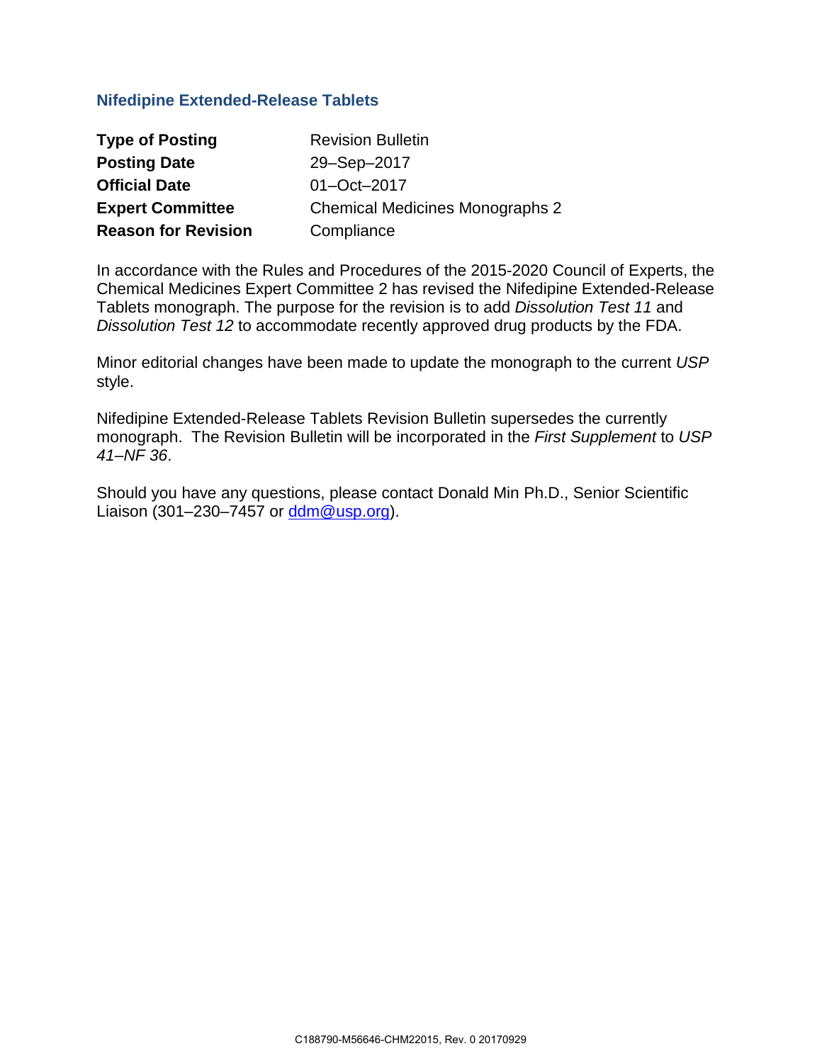## Nifedipine Extended-Release Tablets

| | |
|---|---|
| **Type of Posting** | Revision Bulletin |
| **Posting Date** | 29–Sep–2017 |
| **Official Date** | 01–Oct–2017 |
| **Expert Committee** | Chemical Medicines Monographs 2 |
| **Reason for Revision** | Compliance |

In accordance with the Rules and Procedures of the 2015-2020 Council of Experts, the Chemical Medicines Expert Committee 2 has revised the Nifedipine Extended-Release Tablets monograph. The purpose for the revision is to add *Dissolution Test 11* and *Dissolution Test 12* to accommodate recently approved drug products by the FDA.

Minor editorial changes have been made to update the monograph to the current *USP* style.

Nifedipine Extended-Release Tablets Revision Bulletin supersedes the currently monograph. The Revision Bulletin will be incorporated in the *First Supplement* to *USP 41–NF 36*.

Should you have any questions, please contact Donald Min Ph.D., Senior Scientific Liaison (301–230–7457 or [ddm@usp.org](mailto:ddm@usp.org)).

C188790-M56646-CHM22015, Rev. 0 20170929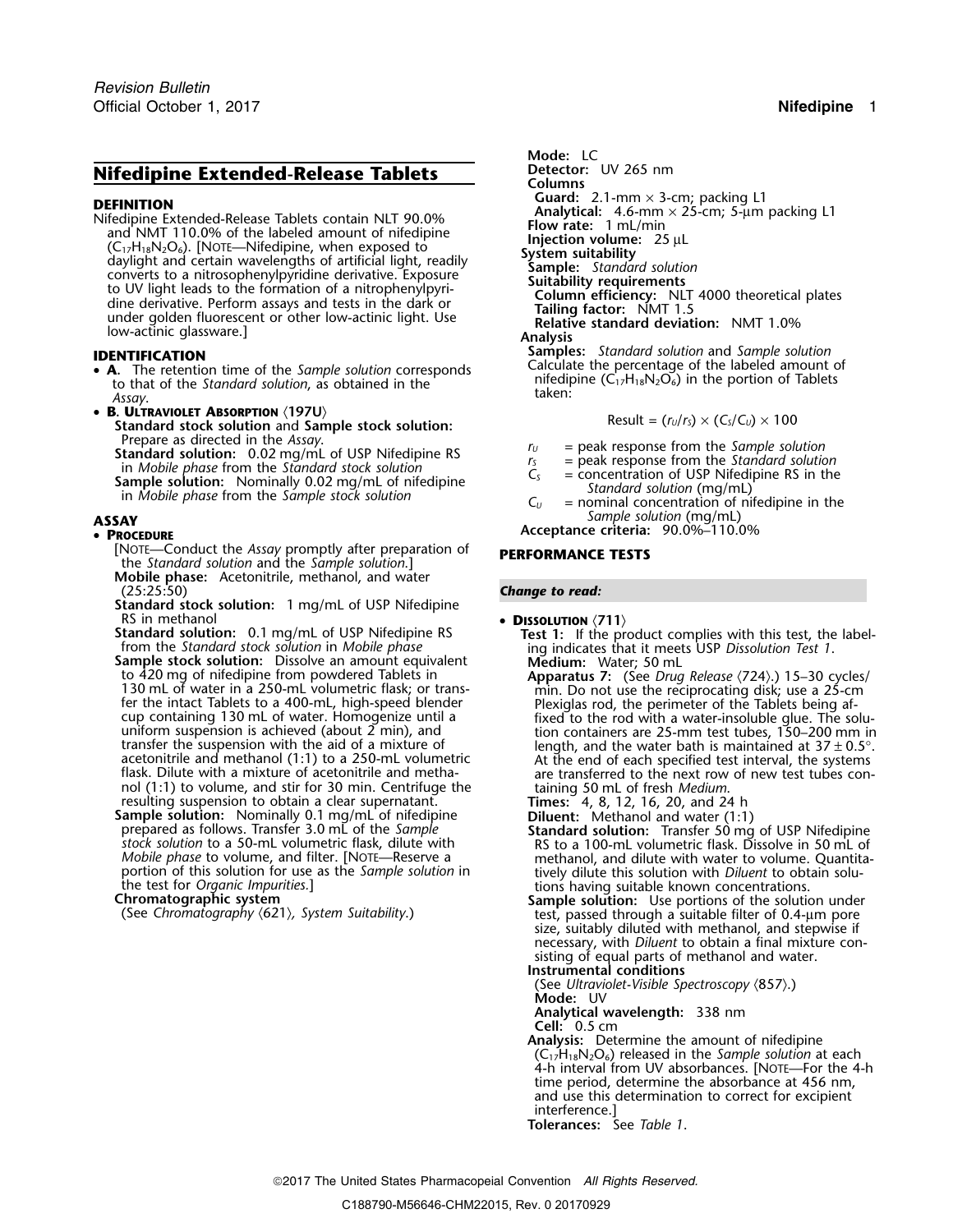# Nifedipine Extended-Release Tablets

**DEFINITION**

Nifedipine Extended-Release Tablets contain NLT 90.0% and NMT 110.0% of the labeled amount of nifedipine ($C_{17}H_{18}N_2O_6$). [NOTE—Nifedipine, when exposed to daylight and certain wavelengths of artificial light, readily converts to a nitrosophenylpyridine derivative. Exposure to UV light leads to the formation of a nitrophenylpyridine derivative. Perform assays and tests in the dark or under golden fluorescent or other low-actinic light. Use low-actinic glassware.]

**IDENTIFICATION**

- **A.** The retention time of the *Sample solution* corresponds to that of the *Standard solution*, as obtained in the *Assay*.
- **B. ULTRAVIOLET ABSORPTION** ⟨197U⟩
  **Standard stock solution** and **Sample stock solution:** Prepare as directed in the *Assay*.
  **Standard solution:** 0.02 mg/mL of USP Nifedipine RS in *Mobile phase* from the *Standard stock solution*
  **Sample solution:** Nominally 0.02 mg/mL of nifedipine in *Mobile phase* from the *Sample stock solution*

**ASSAY**

- **PROCEDURE**
  [NOTE—Conduct the *Assay* promptly after preparation of the *Standard solution* and the *Sample solution*.]
  **Mobile phase:** Acetonitrile, methanol, and water (25:25:50)
  **Standard stock solution:** 1 mg/mL of USP Nifedipine RS in methanol
  **Standard solution:** 0.1 mg/mL of USP Nifedipine RS from the *Standard stock solution* in *Mobile phase*
  **Sample stock solution:** Dissolve an amount equivalent to 420 mg of nifedipine from powdered Tablets in 130 mL of water in a 250-mL volumetric flask; or transfer the intact Tablets to a 400-mL, high-speed blender cup containing 130 mL of water. Homogenize until a uniform suspension is achieved (about 2 min), and transfer the suspension with the aid of a mixture of acetonitrile and methanol (1:1) to a 250-mL volumetric flask. Dilute with a mixture of acetonitrile and methanol (1:1) to volume, and stir for 30 min. Centrifuge the resulting suspension to obtain a clear supernatant.
  **Sample solution:** Nominally 0.1 mg/mL of nifedipine prepared as follows. Transfer 3.0 mL of the *Sample stock solution* to a 50-mL volumetric flask, dilute with *Mobile phase* to volume, and filter. [NOTE—Reserve a portion of this solution for use as the *Sample solution* in the test for *Organic Impurities*.]
  **Chromatographic system**
  (See *Chromatography* ⟨621⟩, *System Suitability*.)
  **Mode:** LC
  **Detector:** UV 265 nm
  **Columns**
  **Guard:** 2.1-mm × 3-cm; packing L1
  **Analytical:** 4.6-mm × 25-cm; 5-µm packing L1
  **Flow rate:** 1 mL/min
  **Injection volume:** 25 µL
  **System suitability**
  **Sample:** *Standard solution*
  **Suitability requirements**
  **Column efficiency:** NLT 4000 theoretical plates
  **Tailing factor:** NMT 1.5
  **Relative standard deviation:** NMT 1.0%
  **Analysis**
  **Samples:** *Standard solution* and *Sample solution*
  Calculate the percentage of the labeled amount of nifedipine ($C_{17}H_{18}N_2O_6$) in the portion of Tablets taken:

$$\text{Result} = (r_U/r_S) \times (C_S/C_U) \times 100$$

$r_U$ = peak response from the *Sample solution*
$r_S$ = peak response from the *Standard solution*
$C_S$ = concentration of USP Nifedipine RS in the *Standard solution* (mg/mL)
$C_U$ = nominal concentration of nifedipine in the *Sample solution* (mg/mL)

**Acceptance criteria:** 90.0%–110.0%

**PERFORMANCE TESTS**

*Change to read:*

- **DISSOLUTION** ⟨711⟩
  **Test 1:** If the product complies with this test, the labeling indicates that it meets USP *Dissolution Test 1*.
  **Medium:** Water; 50 mL
  **Apparatus 7:** (See *Drug Release* ⟨724⟩.) 15–30 cycles/min. Do not use the reciprocating disk; use a 25-cm Plexiglas rod, the perimeter of the Tablets being affixed to the rod with a water-insoluble glue. The solution containers are 25-mm test tubes, 150–200 mm in length, and the water bath is maintained at 37 ± 0.5°. At the end of each specified test interval, the systems are transferred to the next row of new test tubes containing 50 mL of fresh *Medium*.
  **Times:** 4, 8, 12, 16, 20, and 24 h
  **Diluent:** Methanol and water (1:1)
  **Standard solution:** Transfer 50 mg of USP Nifedipine RS to a 100-mL volumetric flask. Dissolve in 50 mL of methanol, and dilute with water to volume. Quantitatively dilute this solution with *Diluent* to obtain solutions having suitable known concentrations.
  **Sample solution:** Use portions of the solution under test, passed through a suitable filter of 0.4-µm pore size, suitably diluted with methanol, and stepwise if necessary, with *Diluent* to obtain a final mixture consisting of equal parts of methanol and water.
  **Instrumental conditions**
  (See *Ultraviolet-Visible Spectroscopy* ⟨857⟩.)
  **Mode:** UV
  **Analytical wavelength:** 338 nm
  **Cell:** 0.5 cm
  **Analysis:** Determine the amount of nifedipine ($C_{17}H_{18}N_2O_6$) released in the *Sample solution* at each 4-h interval from UV absorbances. [NOTE—For the 4-h time period, determine the absorbance at 456 nm, and use this determination to correct for excipient interference.]
  **Tolerances:** See *Table 1*.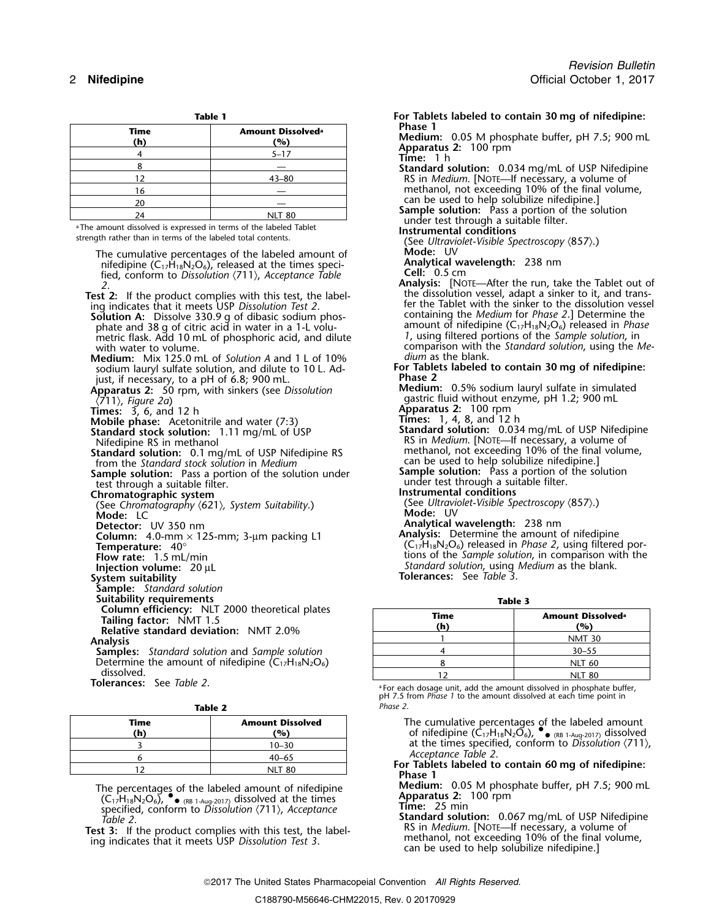**Table 1**

| Time (h) | Amount Dissolved[a] (%) |
|---|---|
| 4 | 5–17 |
| 8 | — |
| 12 | 43–80 |
| 16 | — |
| 20 | — |
| 24 | NLT 80 |

[a] The amount dissolved is expressed in terms of the labeled Tablet strength rather than in terms of the labeled total contents.

The cumulative percentages of the labeled amount of nifedipine ($C_{17}H_{18}N_2O_6$), released at the times specified, conform to *Dissolution* ⟨711⟩, *Acceptance Table 2*.

**Test 2:** If the product complies with this test, the labeling indicates that it meets USP *Dissolution Test 2*.

**Solution A:** Dissolve 330.9 g of dibasic sodium phosphate and 38 g of citric acid in water in a 1-L volumetric flask. Add 10 mL of phosphoric acid, and dilute with water to volume.

**Medium:** Mix 125.0 mL of *Solution A* and 1 L of 10% sodium lauryl sulfate solution, and dilute to 10 L. Adjust, if necessary, to a pH of 6.8; 900 mL.

**Apparatus 2:** 50 rpm, with sinkers (see *Dissolution* ⟨711⟩, *Figure 2a*)

**Times:** 3, 6, and 12 h

**Mobile phase:** Acetonitrile and water (7:3)

**Standard stock solution:** 1.11 mg/mL of USP Nifedipine RS in methanol

**Standard solution:** 0.1 mg/mL of USP Nifedipine RS from the *Standard stock solution* in *Medium*

**Sample solution:** Pass a portion of the solution under test through a suitable filter.

**Chromatographic system**

(See *Chromatography* ⟨621⟩, *System Suitability*.)

**Mode:** LC

**Detector:** UV 350 nm

**Column:** 4.0-mm × 125-mm; 3-µm packing L1

**Temperature:** 40°

**Flow rate:** 1.5 mL/min

**Injection volume:** 20 µL

**System suitability**

**Sample:** *Standard solution*

**Suitability requirements**

**Column efficiency:** NLT 2000 theoretical plates

**Tailing factor:** NMT 1.5

**Relative standard deviation:** NMT 2.0%

**Analysis**

**Samples:** *Standard solution* and *Sample solution*

Determine the amount of nifedipine ($C_{17}H_{18}N_2O_6$) dissolved.

**Tolerances:** See *Table 2*.

**Table 2**

| Time (h) | Amount Dissolved (%) |
|---|---|
| 3 | 10–30 |
| 6 | 40–65 |
| 12 | NLT 80 |

The percentages of the labeled amount of nifedipine ($C_{17}H_{18}N_2O_6$), ●● (RB 1-Aug-2017) dissolved at the times specified, conform to *Dissolution* ⟨711⟩, *Acceptance Table 2*.

**Test 3:** If the product complies with this test, the labeling indicates that it meets USP *Dissolution Test 3*.

**For Tablets labeled to contain 30 mg of nifedipine: Phase 1**

**Medium:** 0.05 M phosphate buffer, pH 7.5; 900 mL

**Apparatus 2:** 100 rpm

**Time:** 1 h

**Standard solution:** 0.034 mg/mL of USP Nifedipine RS in *Medium*. [NOTE—If necessary, a volume of methanol, not exceeding 10% of the final volume, can be used to help solubilize nifedipine.]

**Sample solution:** Pass a portion of the solution under test through a suitable filter.

**Instrumental conditions**

(See *Ultraviolet-Visible Spectroscopy* ⟨857⟩.)

**Mode:** UV

**Analytical wavelength:** 238 nm

**Cell:** 0.5 cm

**Analysis:** [NOTE—After the run, take the Tablet out of the dissolution vessel, adapt a sinker to it, and transfer the Tablet with the sinker to the dissolution vessel containing the *Medium* for *Phase 2*.] Determine the amount of nifedipine ($C_{17}H_{18}N_2O_6$) released in *Phase 1*, using filtered portions of the *Sample solution*, in comparison with the *Standard solution*, using the *Medium* as the blank.

**For Tablets labeled to contain 30 mg of nifedipine: Phase 2**

**Medium:** 0.5% sodium lauryl sulfate in simulated gastric fluid without enzyme, pH 1.2; 900 mL

**Apparatus 2:** 100 rpm

**Times:** 1, 4, 8, and 12 h

**Standard solution:** 0.034 mg/mL of USP Nifedipine RS in *Medium*. [NOTE—If necessary, a volume of methanol, not exceeding 10% of the final volume, can be used to help solubilize nifedipine.]

**Sample solution:** Pass a portion of the solution under test through a suitable filter.

**Instrumental conditions**

(See *Ultraviolet-Visible Spectroscopy* ⟨857⟩.)

**Mode:** UV

**Analytical wavelength:** 238 nm

**Analysis:** Determine the amount of nifedipine ($C_{17}H_{18}N_2O_6$) released in *Phase 2*, using filtered portions of the *Sample solution*, in comparison with the *Standard solution*, using *Medium* as the blank.

**Tolerances:** See *Table 3*.

**Table 3**

| Time (h) | Amount Dissolved[a] (%) |
|---|---|
| 1 | NMT 30 |
| 4 | 30–55 |
| 8 | NLT 60 |
| 12 | NLT 80 |

[a] For each dosage unit, add the amount dissolved in phosphate buffer, pH 7.5 from *Phase 1* to the amount dissolved at each time point in *Phase 2*.

The cumulative percentages of the labeled amount of nifedipine ($C_{17}H_{18}N_2O_6$), ●● (RB 1-Aug-2017) dissolved at the times specified, conform to *Dissolution* ⟨711⟩, *Acceptance Table 2*.

**For Tablets labeled to contain 60 mg of nifedipine: Phase 1**

**Medium:** 0.05 M phosphate buffer, pH 7.5; 900 mL

**Apparatus 2:** 100 rpm

**Time:** 25 min

**Standard solution:** 0.067 mg/mL of USP Nifedipine RS in *Medium*. [NOTE—If necessary, a volume of methanol, not exceeding 10% of the final volume, can be used to help solubilize nifedipine.]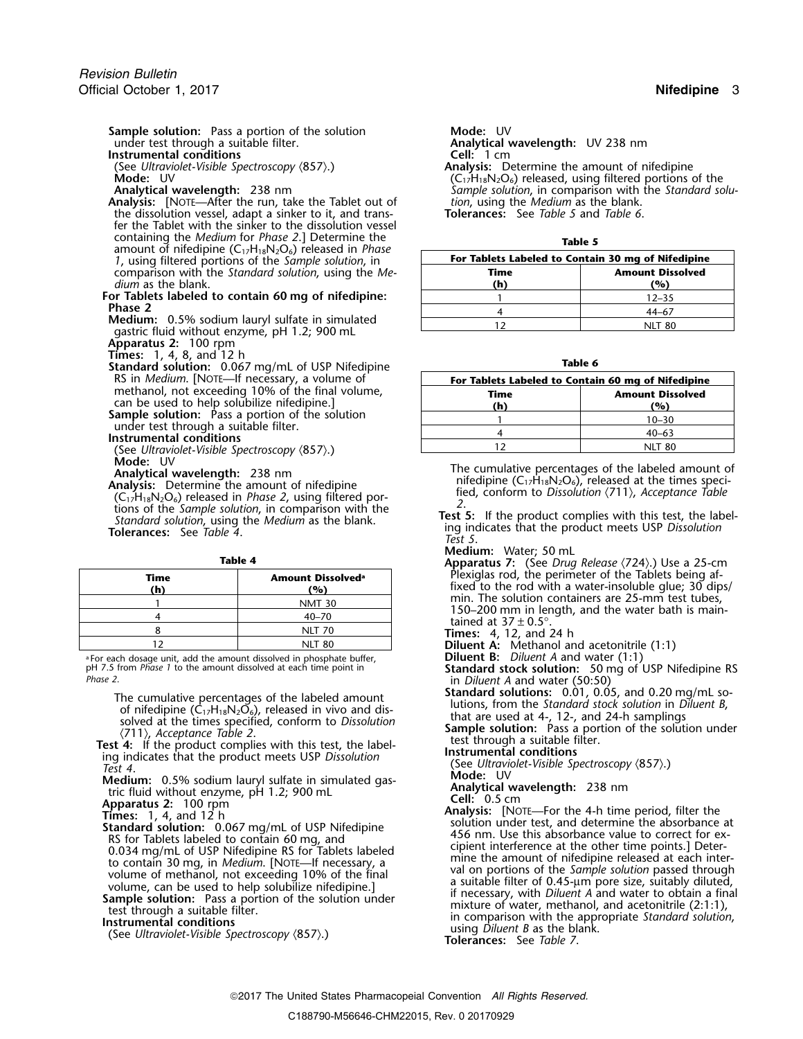**Sample solution:** Pass a portion of the solution under test through a suitable filter.

**Instrumental conditions**

(See *Ultraviolet-Visible Spectroscopy* ⟨857⟩.)

**Mode:** UV

**Analytical wavelength:** 238 nm

**Analysis:** [NOTE—After the run, take the Tablet out of the dissolution vessel, adapt a sinker to it, and transfer the Tablet with the sinker to the dissolution vessel containing the *Medium* for *Phase 2*.] Determine the amount of nifedipine ($C_{17}H_{18}N_2O_6$) released in *Phase 1*, using filtered portions of the *Sample solution*, in comparison with the *Standard solution*, using the *Medium* as the blank.

**For Tablets labeled to contain 60 mg of nifedipine:**

**Phase 2**

**Medium:** 0.5% sodium lauryl sulfate in simulated gastric fluid without enzyme, pH 1.2; 900 mL

**Apparatus 2:** 100 rpm

**Times:** 1, 4, 8, and 12 h

**Standard solution:** 0.067 mg/mL of USP Nifedipine RS in *Medium*. [NOTE—If necessary, a volume of methanol, not exceeding 10% of the final volume, can be used to help solubilize nifedipine.]

**Sample solution:** Pass a portion of the solution under test through a suitable filter.

**Instrumental conditions**

(See *Ultraviolet-Visible Spectroscopy* ⟨857⟩.)

**Mode:** UV

**Analytical wavelength:** 238 nm

**Analysis:** Determine the amount of nifedipine ($C_{17}H_{18}N_2O_6$) released in *Phase 2*, using filtered portions of the *Sample solution*, in comparison with the *Standard solution*, using the *Medium* as the blank.

**Tolerances:** See *Table 4*.

**Table 4**

| Time (h) | Amount Dissolved[a] (%) |
|---|---|
| 1 | NMT 30 |
| 4 | 40–70 |
| 8 | NLT 70 |
| 12 | NLT 80 |

[a] For each dosage unit, add the amount dissolved in phosphate buffer, pH 7.5 from *Phase 1* to the amount dissolved at each time point in *Phase 2*.

The cumulative percentages of the labeled amount of nifedipine ($C_{17}H_{18}N_2O_6$), released in vivo and dissolved at the times specified, conform to *Dissolution* ⟨711⟩, *Acceptance Table 2*.

**Test 4:** If the product complies with this test, the labeling indicates that the product meets USP *Dissolution Test 4*.

**Medium:** 0.5% sodium lauryl sulfate in simulated gastric fluid without enzyme, pH 1.2; 900 mL

**Apparatus 2:** 100 rpm

**Times:** 1, 4, and 12 h

**Standard solution:** 0.067 mg/mL of USP Nifedipine RS for Tablets labeled to contain 60 mg, and 0.034 mg/mL of USP Nifedipine RS for Tablets labeled to contain 30 mg, in *Medium*. [NOTE—If necessary, a volume of methanol, not exceeding 10% of the final volume, can be used to help solubilize nifedipine.]

**Sample solution:** Pass a portion of the solution under test through a suitable filter.

**Instrumental conditions**

(See *Ultraviolet-Visible Spectroscopy* ⟨857⟩.)

**Mode:** UV

**Analytical wavelength:** UV 238 nm

**Cell:** 1 cm

**Analysis:** Determine the amount of nifedipine ($C_{17}H_{18}N_2O_6$) released, using filtered portions of the *Sample solution*, in comparison with the *Standard solution*, using the *Medium* as the blank.

**Tolerances:** See *Table 5* and *Table 6*.

**Table 5**

| For Tablets Labeled to Contain 30 mg of Nifedipine | |
|---|---|
| Time (h) | Amount Dissolved (%) |
| 1 | 12–35 |
| 4 | 44–67 |
| 12 | NLT 80 |

**Table 6**

| For Tablets Labeled to Contain 60 mg of Nifedipine | |
|---|---|
| Time (h) | Amount Dissolved (%) |
| 1 | 10–30 |
| 4 | 40–63 |
| 12 | NLT 80 |

The cumulative percentages of the labeled amount of nifedipine ($C_{17}H_{18}N_2O_6$), released at the times specified, conform to *Dissolution* ⟨711⟩, *Acceptance Table 2*.

**Test 5:** If the product complies with this test, the labeling indicates that the product meets USP *Dissolution Test 5*.

**Medium:** Water; 50 mL

**Apparatus 7:** (See *Drug Release* ⟨724⟩.) Use a 25-cm Plexiglas rod, the perimeter of the Tablets being affixed to the rod with a water-insoluble glue; 30 dips/min. The solution containers are 25-mm test tubes, 150–200 mm in length, and the water bath is maintained at 37 ± 0.5°.

**Times:** 4, 12, and 24 h

**Diluent A:** Methanol and acetonitrile (1:1)

**Diluent B:** *Diluent A* and water (1:1)

**Standard stock solution:** 50 mg of USP Nifedipine RS in *Diluent A* and water (50:50)

**Standard solutions:** 0.01, 0.05, and 0.20 mg/mL solutions, from the *Standard stock solution* in *Diluent B*, that are used at 4-, 12-, and 24-h samplings

**Sample solution:** Pass a portion of the solution under test through a suitable filter.

**Instrumental conditions**

(See *Ultraviolet-Visible Spectroscopy* ⟨857⟩.)

**Mode:** UV

**Analytical wavelength:** 238 nm

**Cell:** 0.5 cm

**Analysis:** [NOTE—For the 4-h time period, filter the solution under test, and determine the absorbance at 456 nm. Use this absorbance value to correct for excipient interference at the other time points.] Determine the amount of nifedipine released at each interval on portions of the *Sample solution* passed through a suitable filter of 0.45-µm pore size, suitably diluted, if necessary, with *Diluent A* and water to obtain a final mixture of water, methanol, and acetonitrile (2:1:1), in comparison with the appropriate *Standard solution*, using *Diluent B* as the blank.

**Tolerances:** See *Table 7*.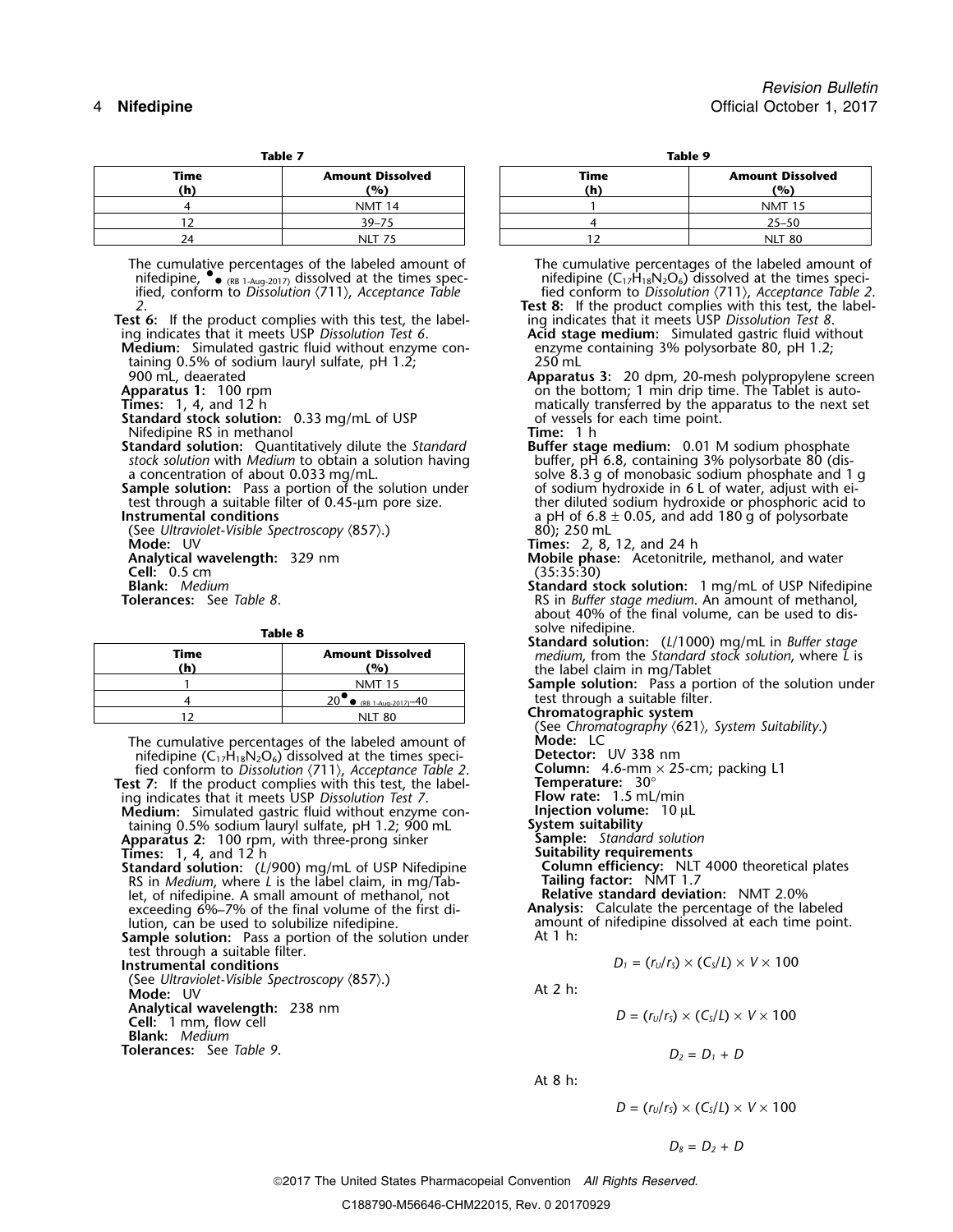**Table 7**

| Time (h) | Amount Dissolved (%) |
|---|---|
| 4 | NMT 14 |
| 12 | 39–75 |
| 24 | NLT 75 |

The cumulative percentages of the labeled amount of nifedipine, •• (RB 1-Aug-2017) dissolved at the times specified, conform to *Dissolution* ⟨711⟩, *Acceptance Table 2*.

**Test 6:** If the product complies with this test, the labeling indicates that it meets USP *Dissolution Test 6*.

**Medium:** Simulated gastric fluid without enzyme containing 0.5% of sodium lauryl sulfate, pH 1.2; 900 mL, deaerated

**Apparatus 1:** 100 rpm

**Times:** 1, 4, and 12 h

**Standard stock solution:** 0.33 mg/mL of USP Nifedipine RS in methanol

**Standard solution:** Quantitatively dilute the *Standard stock solution* with *Medium* to obtain a solution having a concentration of about 0.033 mg/mL.

**Sample solution:** Pass a portion of the solution under test through a suitable filter of 0.45-µm pore size.

**Instrumental conditions**

(See *Ultraviolet-Visible Spectroscopy* ⟨857⟩.)

**Mode:** UV

**Analytical wavelength:** 329 nm

**Cell:** 0.5 cm

**Blank:** *Medium*

**Tolerances:** See *Table 8*.

**Table 8**

| Time (h) | Amount Dissolved (%) |
|---|---|
| 1 | NMT 15 |
| 4 | 20•• (RB 1-Aug-2017)–40 |
| 12 | NLT 80 |

The cumulative percentages of the labeled amount of nifedipine ($C_{17}H_{18}N_2O_6$) dissolved at the times specified conform to *Dissolution* ⟨711⟩, *Acceptance Table 2*.

**Test 7:** If the product complies with this test, the labeling indicates that it meets USP *Dissolution Test 7*.

**Medium:** Simulated gastric fluid without enzyme containing 0.5% sodium lauryl sulfate, pH 1.2; 900 mL

**Apparatus 2:** 100 rpm, with three-prong sinker

**Times:** 1, 4, and 12 h

**Standard solution:** ($L$/900) mg/mL of USP Nifedipine RS in *Medium*, where $L$ is the label claim, in mg/Tablet, of nifedipine. A small amount of methanol, not exceeding 6%–7% of the final volume of the first dilution, can be used to solubilize nifedipine.

**Sample solution:** Pass a portion of the solution under test through a suitable filter.

**Instrumental conditions**

(See *Ultraviolet-Visible Spectroscopy* ⟨857⟩.)

**Mode:** UV

**Analytical wavelength:** 238 nm

**Cell:** 1 mm, flow cell

**Blank:** *Medium*

**Tolerances:** See *Table 9*.

**Table 9**

| Time (h) | Amount Dissolved (%) |
|---|---|
| 1 | NMT 15 |
| 4 | 25–50 |
| 12 | NLT 80 |

The cumulative percentages of the labeled amount of nifedipine ($C_{17}H_{18}N_2O_6$) dissolved at the times specified conform to *Dissolution* ⟨711⟩, *Acceptance Table 2*.

**Test 8:** If the product complies with this test, the labeling indicates that it meets USP *Dissolution Test 8*.

**Acid stage medium:** Simulated gastric fluid without enzyme containing 3% polysorbate 80, pH 1.2; 250 mL

**Apparatus 3:** 20 dpm, 20-mesh polypropylene screen on the bottom; 1 min drip time. The Tablet is automatically transferred by the apparatus to the next set of vessels for each time point.

**Time:** 1 h

**Buffer stage medium:** 0.01 M sodium phosphate buffer, pH 6.8, containing 3% polysorbate 80 (dissolve 8.3 g of monobasic sodium phosphate and 1 g of sodium hydroxide in 6 L of water, adjust with either diluted sodium hydroxide or phosphoric acid to a pH of 6.8 ± 0.05, and add 180 g of polysorbate 80); 250 mL

**Times:** 2, 8, 12, and 24 h

**Mobile phase:** Acetonitrile, methanol, and water (35:35:30)

**Standard stock solution:** 1 mg/mL of USP Nifedipine RS in *Buffer stage medium*. An amount of methanol, about 40% of the final volume, can be used to dissolve nifedipine.

**Standard solution:** ($L$/1000) mg/mL in *Buffer stage medium*, from the *Standard stock solution*, where $L$ is the label claim in mg/Tablet

**Sample solution:** Pass a portion of the solution under test through a suitable filter.

**Chromatographic system**

(See *Chromatography* ⟨621⟩, *System Suitability*.)

**Mode:** LC

**Detector:** UV 338 nm

**Column:** 4.6-mm × 25-cm; packing L1

**Temperature:** 30°

**Flow rate:** 1.5 mL/min

**Injection volume:** 10 µL

**System suitability**

**Sample:** *Standard solution*

**Suitability requirements**

**Column efficiency:** NLT 4000 theoretical plates

**Tailing factor:** NMT 1.7

**Relative standard deviation:** NMT 2.0%

**Analysis:** Calculate the percentage of the labeled amount of nifedipine dissolved at each time point.

At 1 h:

$$D_1 = (r_U/r_S) \times (C_S/L) \times V \times 100$$

At 2 h:

$$D = (r_U/r_S) \times (C_S/L) \times V \times 100$$

$$D_2 = D_1 + D$$

At 8 h:

$$D = (r_U/r_S) \times (C_S/L) \times V \times 100$$

$$D_8 = D_2 + D$$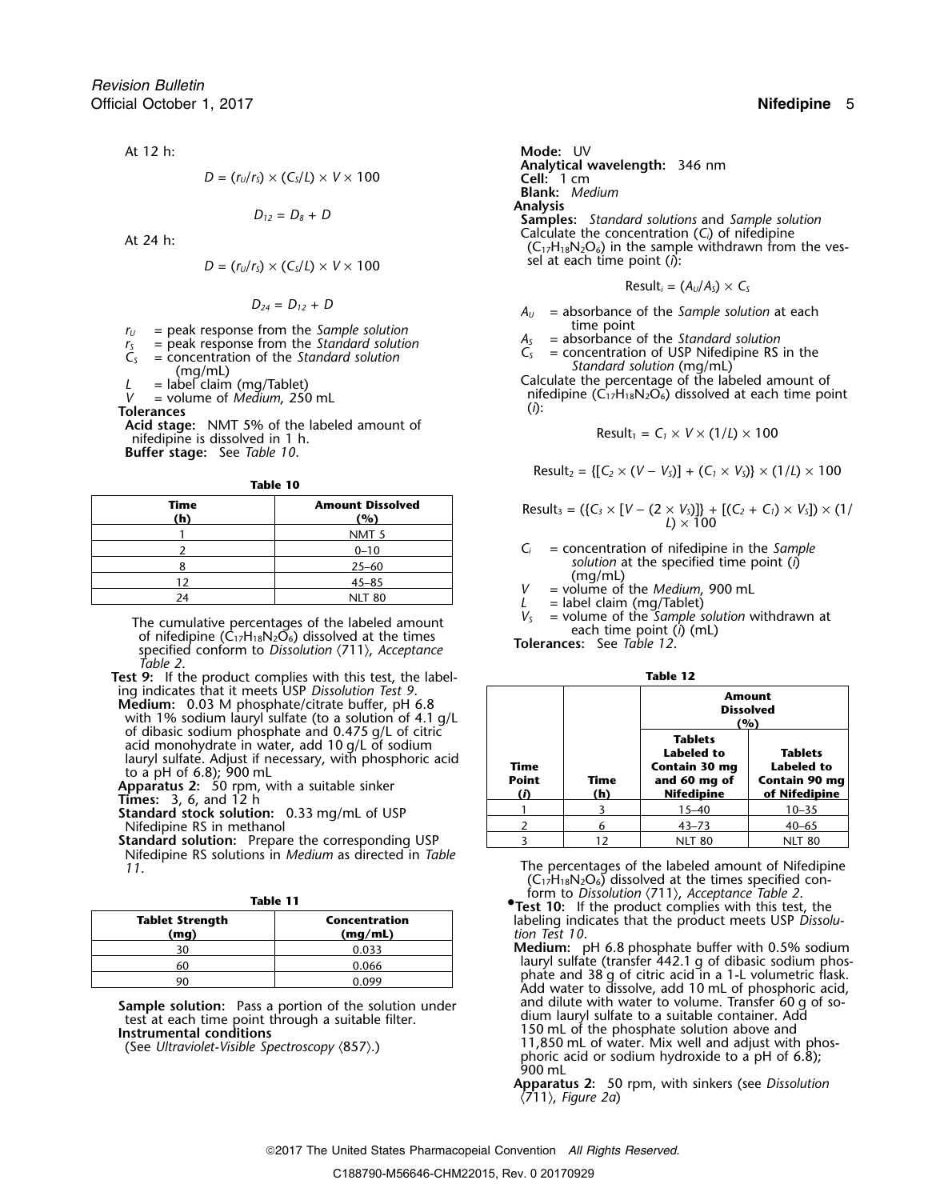At 12 h:

$$D = (r_U/r_S) \times (C_S/L) \times V \times 100$$

$$D_{12} = D_8 + D$$

At 24 h:

$$D = (r_U/r_S) \times (C_S/L) \times V \times 100$$

$$D_{24} = D_{12} + D$$

$r_U$ = peak response from the *Sample solution*
$r_S$ = peak response from the *Standard solution*
$C_S$ = concentration of the *Standard solution* (mg/mL)
$L$ = label claim (mg/Tablet)
$V$ = volume of *Medium*, 250 mL

**Tolerances**

**Acid stage:** NMT 5% of the labeled amount of nifedipine is dissolved in 1 h.

**Buffer stage:** See *Table 10*.

**Table 10**

| Time (h) | Amount Dissolved (%) |
|---|---|
| 1 | NMT 5 |
| 2 | 0–10 |
| 8 | 25–60 |
| 12 | 45–85 |
| 24 | NLT 80 |

The cumulative percentages of the labeled amount of nifedipine ($C_{17}H_{18}N_2O_6$) dissolved at the times specified conform to *Dissolution* ⟨711⟩, *Acceptance Table 2*.

**Test 9:** If the product complies with this test, the labeling indicates that it meets USP *Dissolution Test 9*.

**Medium:** 0.03 M phosphate/citrate buffer, pH 6.8 with 1% sodium lauryl sulfate (to a solution of 4.1 g/L of dibasic sodium phosphate and 0.475 g/L of citric acid monohydrate in water, add 10 g/L of sodium lauryl sulfate. Adjust if necessary, with phosphoric acid to a pH of 6.8); 900 mL

**Apparatus 2:** 50 rpm, with a suitable sinker

**Times:** 3, 6, and 12 h

**Standard stock solution:** 0.33 mg/mL of USP Nifedipine RS in methanol

**Standard solution:** Prepare the corresponding USP Nifedipine RS solutions in *Medium* as directed in *Table 11*.

**Table 11**

| Tablet Strength (mg) | Concentration (mg/mL) |
|---|---|
| 30 | 0.033 |
| 60 | 0.066 |
| 90 | 0.099 |

**Sample solution:** Pass a portion of the solution under test at each time point through a suitable filter.

**Instrumental conditions**

(See *Ultraviolet-Visible Spectroscopy* ⟨857⟩.)

**Mode:** UV

**Analytical wavelength:** 346 nm

**Cell:** 1 cm

**Blank:** *Medium*

**Analysis**

**Samples:** *Standard solutions* and *Sample solution*

Calculate the concentration ($C_i$) of nifedipine ($C_{17}H_{18}N_2O_6$) in the sample withdrawn from the vessel at each time point ($i$):

$$\text{Result}_i = (A_U/A_S) \times C_S$$

$A_U$ = absorbance of the *Sample solution* at each time point
$A_S$ = absorbance of the *Standard solution*
$C_S$ = concentration of USP Nifedipine RS in the *Standard solution* (mg/mL)

Calculate the percentage of the labeled amount of nifedipine ($C_{17}H_{18}N_2O_6$) dissolved at each time point ($i$):

$$\text{Result}_1 = C_1 \times V \times (1/L) \times 100$$

$$\text{Result}_2 = \{[C_2 \times (V - V_S)] + (C_1 \times V_S)\} \times (1/L) \times 100$$

$$\text{Result}_3 = (\{C_3 \times [V - (2 \times V_S)]\} + [(C_2 + C_1) \times V_S]) \times (1/L) \times 100$$

$C_i$ = concentration of nifedipine in the *Sample solution* at the specified time point ($i$) (mg/mL)
$V$ = volume of the *Medium*, 900 mL
$L$ = label claim (mg/Tablet)
$V_S$ = volume of the *Sample solution* withdrawn at each time point ($i$) (mL)

**Tolerances:** See *Table 12*.

**Table 12**

| Time Point ($i$) | Time (h) | Amount Dissolved (%) Tablets Labeled to Contain 30 mg and 60 mg of Nifedipine | Amount Dissolved (%) Tablets Labeled to Contain 90 mg of Nifedipine |
|---|---|---|---|
| 1 | 3 | 15–40 | 10–35 |
| 2 | 6 | 43–73 | 40–65 |
| 3 | 12 | NLT 80 | NLT 80 |

The percentages of the labeled amount of Nifedipine ($C_{17}H_{18}N_2O_6$) dissolved at the times specified conform to *Dissolution* ⟨711⟩, *Acceptance Table 2*.

•**Test 10:** If the product complies with this test, the labeling indicates that the product meets USP *Dissolution Test 10*.

**Medium:** pH 6.8 phosphate buffer with 0.5% sodium lauryl sulfate (transfer 442.1 g of dibasic sodium phosphate and 38 g of citric acid in a 1-L volumetric flask. Add water to dissolve, add 10 mL of phosphoric acid, and dilute with water to volume. Transfer 60 g of sodium lauryl sulfate to a suitable container. Add 150 mL of the phosphate solution above and 11,850 mL of water. Mix well and adjust with phosphoric acid or sodium hydroxide to a pH of 6.8); 900 mL

**Apparatus 2:** 50 rpm, with sinkers (see *Dissolution* ⟨711⟩, *Figure 2a*)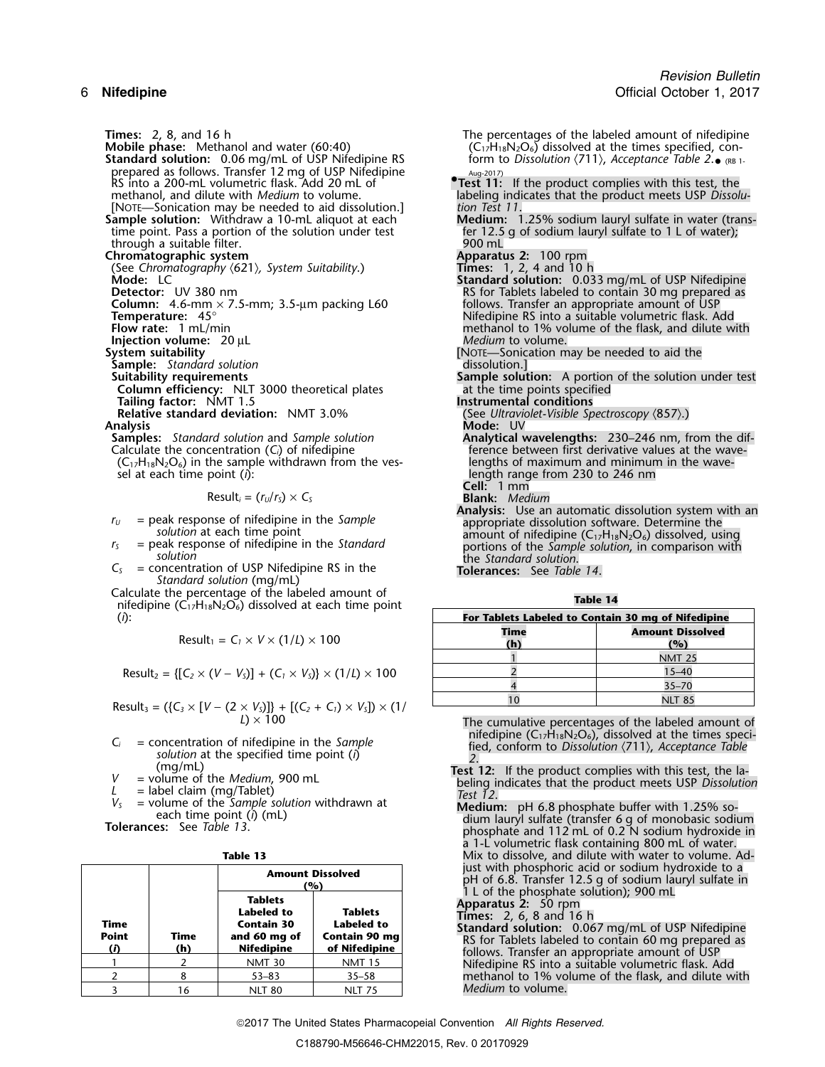**Times:** 2, 8, and 16 h
**Mobile phase:** Methanol and water (60:40)
**Standard solution:** 0.06 mg/mL of USP Nifedipine RS prepared as follows. Transfer 12 mg of USP Nifedipine RS into a 200-mL volumetric flask. Add 20 mL of methanol, and dilute with *Medium* to volume. [NOTE—Sonication may be needed to aid dissolution.]
**Sample solution:** Withdraw a 10-mL aliquot at each time point. Pass a portion of the solution under test through a suitable filter.
**Chromatographic system**
(See *Chromatography* ⟨621⟩*, System Suitability.*)
**Mode:** LC
**Detector:** UV 380 nm
**Column:** 4.6-mm × 7.5-mm; 3.5-µm packing L60
**Temperature:** 45°
**Flow rate:** 1 mL/min
**Injection volume:** 20 µL
**System suitability**
**Sample:** *Standard solution*
**Suitability requirements**
**Column efficiency:** NLT 3000 theoretical plates
**Tailing factor:** NMT 1.5
**Relative standard deviation:** NMT 3.0%
**Analysis**
**Samples:** *Standard solution* and *Sample solution*
Calculate the concentration ($C_i$) of nifedipine ($C_{17}H_{18}N_2O_6$) in the sample withdrawn from the vessel at each time point (*i*):

$$\text{Result}_i = (r_U/r_S) \times C_S$$

$r_U$ = peak response of nifedipine in the *Sample solution* at each time point
$r_S$ = peak response of nifedipine in the *Standard solution*
$C_S$ = concentration of USP Nifedipine RS in the *Standard solution* (mg/mL)

Calculate the percentage of the labeled amount of nifedipine ($C_{17}H_{18}N_2O_6$) dissolved at each time point (*i*):

$$\text{Result}_1 = C_1 \times V \times (1/L) \times 100$$

$$\text{Result}_2 = \{[C_2 \times (V - V_S)] + (C_1 \times V_S)\} \times (1/L) \times 100$$

$$\text{Result}_3 = (\{C_3 \times [V - (2 \times V_S)]\} + [(C_2 + C_1) \times V_S]) \times (1/L) \times 100$$

$C_i$ = concentration of nifedipine in the *Sample solution* at the specified time point (*i*) (mg/mL)
$V$ = volume of the *Medium*, 900 mL
$L$ = label claim (mg/Tablet)
$V_S$ = volume of the *Sample solution* withdrawn at each time point (*i*) (mL)

**Tolerances:** See *Table 13*.

**Table 13**

| Time Point (*i*) | Time (h) | Amount Dissolved (%) | |
|---|---|---|---|
| | | Tablets Labeled to Contain 30 and 60 mg of Nifedipine | Tablets Labeled to Contain 90 mg of Nifedipine |
| 1 | 2 | NMT 30 | NMT 15 |
| 2 | 8 | 53–83 | 35–58 |
| 3 | 16 | NLT 80 | NLT 75 |

The percentages of the labeled amount of nifedipine ($C_{17}H_{18}N_2O_6$) dissolved at the times specified, conform to *Dissolution* ⟨711⟩*, Acceptance Table 2*.● (RB 1-Aug-2017)

●**Test 11:** If the product complies with this test, the labeling indicates that the product meets USP *Dissolution Test 11*.
**Medium:** 1.25% sodium lauryl sulfate in water (transfer 12.5 g of sodium lauryl sulfate to 1 L of water); 900 mL
**Apparatus 2:** 100 rpm
**Times:** 1, 2, 4 and 10 h
**Standard solution:** 0.033 mg/mL of USP Nifedipine RS for Tablets labeled to contain 30 mg prepared as follows. Transfer an appropriate amount of USP Nifedipine RS into a suitable volumetric flask. Add methanol to 1% volume of the flask, and dilute with *Medium* to volume.
[NOTE—Sonication may be needed to aid the dissolution.]
**Sample solution:** A portion of the solution under test at the time points specified
**Instrumental conditions**
(See *Ultraviolet-Visible Spectroscopy* ⟨857⟩.)
**Mode:** UV
**Analytical wavelengths:** 230–246 nm, from the difference between first derivative values at the wavelengths of maximum and minimum in the wavelength range from 230 to 246 nm
**Cell:** 1 mm
**Blank:** *Medium*
**Analysis:** Use an automatic dissolution system with an appropriate dissolution software. Determine the amount of nifedipine ($C_{17}H_{18}N_2O_6$) dissolved, using portions of the *Sample solution*, in comparison with the *Standard solution*.
**Tolerances:** See *Table 14*.

**Table 14**

| For Tablets Labeled to Contain 30 mg of Nifedipine | |
|---|---|
| Time (h) | Amount Dissolved (%) |
| 1 | NMT 25 |
| 2 | 15–40 |
| 4 | 35–70 |
| 10 | NLT 85 |

The cumulative percentages of the labeled amount of nifedipine ($C_{17}H_{18}N_2O_6$), dissolved at the times specified, conform to *Dissolution* ⟨711⟩*, Acceptance Table 2*.

**Test 12:** If the product complies with this test, the labeling indicates that the product meets USP *Dissolution Test 12*.
**Medium:** pH 6.8 phosphate buffer with 1.25% sodium lauryl sulfate (transfer 6 g of monobasic sodium phosphate and 112 mL of 0.2 N sodium hydroxide in a 1-L volumetric flask containing 800 mL of water. Mix to dissolve, and dilute with water to volume. Adjust with phosphoric acid or sodium hydroxide to a pH of 6.8. Transfer 12.5 g of sodium lauryl sulfate in 1 L of the phosphate solution); 900 mL
**Apparatus 2:** 50 rpm
**Times:** 2, 6, 8 and 16 h
**Standard solution:** 0.067 mg/mL of USP Nifedipine RS for Tablets labeled to contain 60 mg prepared as follows. Transfer an appropriate amount of USP Nifedipine RS into a suitable volumetric flask. Add methanol to 1% volume of the flask, and dilute with *Medium* to volume.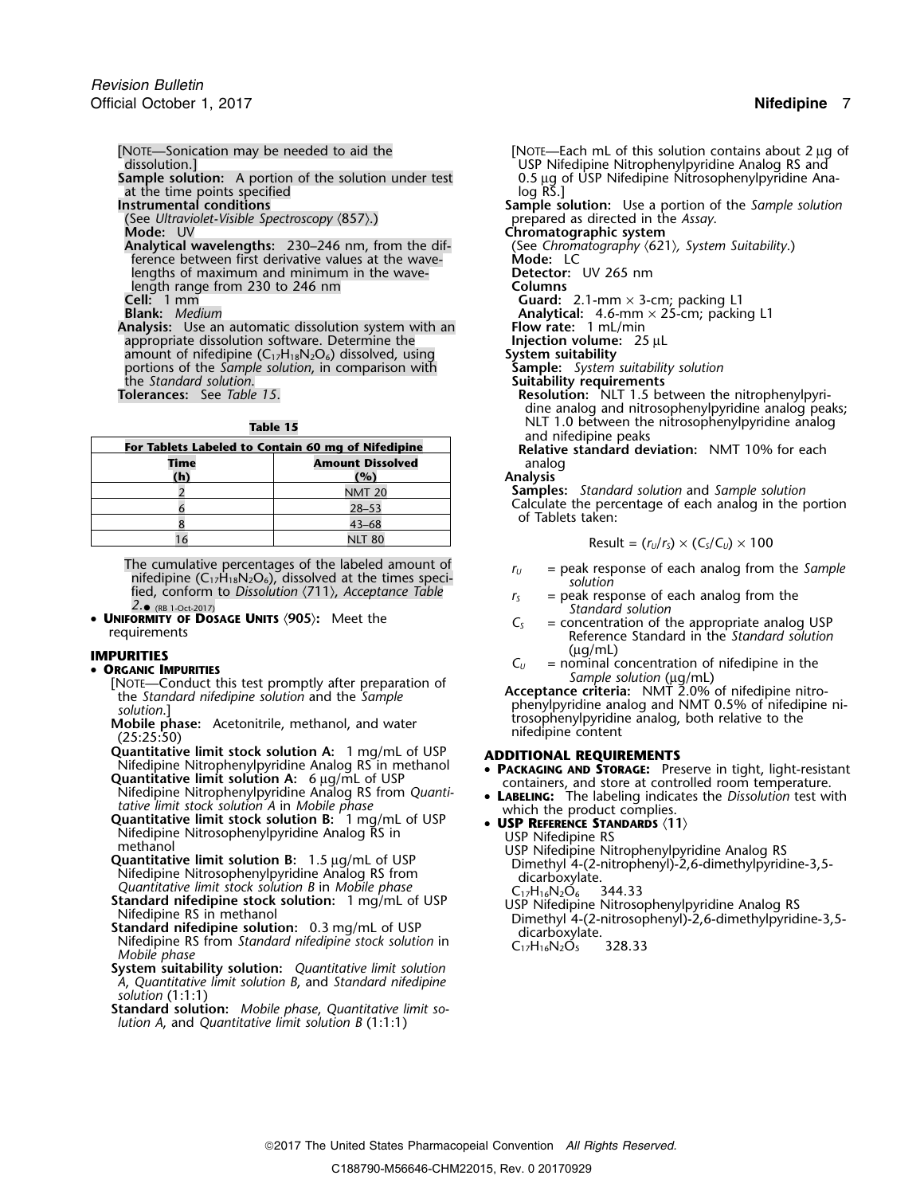[NOTE—Sonication may be needed to aid the dissolution.]

**Sample solution:** A portion of the solution under test at the time points specified

**Instrumental conditions**

(See *Ultraviolet-Visible Spectroscopy* ⟨857⟩.)

**Mode:** UV

**Analytical wavelengths:** 230–246 nm, from the difference between first derivative values at the wavelengths of maximum and minimum in the wavelength range from 230 to 246 nm

**Cell:** 1 mm

**Blank:** *Medium*

**Analysis:** Use an automatic dissolution system with an appropriate dissolution software. Determine the amount of nifedipine ($C_{17}H_{18}N_2O_6$) dissolved, using portions of the *Sample solution*, in comparison with the *Standard solution*.

**Tolerances:** See *Table 15*.

**Table 15**

| For Tablets Labeled to Contain 60 mg of Nifedipine | |
|---|---|
| **Time (h)** | **Amount Dissolved (%)** |
| 2 | NMT 20 |
| 6 | 28–53 |
| 8 | 43–68 |
| 16 | NLT 80 |

The cumulative percentages of the labeled amount of nifedipine ($C_{17}H_{18}N_2O_6$), dissolved at the times specified, conform to *Dissolution* ⟨711⟩, *Acceptance Table 2*.● (RB 1-Oct-2017)

- **UNIFORMITY OF DOSAGE UNITS** ⟨905⟩: Meet the requirements

## IMPURITIES

- **ORGANIC IMPURITIES**

[NOTE—Conduct this test promptly after preparation of the *Standard nifedipine solution* and the *Sample solution*.]

**Mobile phase:** Acetonitrile, methanol, and water (25:25:50)

**Quantitative limit stock solution A:** 1 mg/mL of USP Nifedipine Nitrophenylpyridine Analog RS in methanol

**Quantitative limit solution A:** 6 µg/mL of USP Nifedipine Nitrophenylpyridine Analog RS from *Quantitative limit stock solution A* in *Mobile phase*

**Quantitative limit stock solution B:** 1 mg/mL of USP Nifedipine Nitrosophenylpyridine Analog RS in methanol

**Quantitative limit solution B:** 1.5 µg/mL of USP Nifedipine Nitrosophenylpyridine Analog RS from *Quantitative limit stock solution B* in *Mobile phase*

**Standard nifedipine stock solution:** 1 mg/mL of USP Nifedipine RS in methanol

**Standard nifedipine solution:** 0.3 mg/mL of USP Nifedipine RS from *Standard nifedipine stock solution* in *Mobile phase*

**System suitability solution:** *Quantitative limit solution A*, *Quantitative limit solution B*, and *Standard nifedipine solution* (1:1:1)

**Standard solution:** *Mobile phase*, *Quantitative limit solution A*, and *Quantitative limit solution B* (1:1:1)

[NOTE—Each mL of this solution contains about 2 µg of USP Nifedipine Nitrophenylpyridine Analog RS and 0.5 µg of USP Nifedipine Nitrosophenylpyridine Analog RS.]

**Sample solution:** Use a portion of the *Sample solution* prepared as directed in the *Assay*.

**Chromatographic system**

(See *Chromatography* ⟨621⟩, *System Suitability*.)

**Mode:** LC

**Detector:** UV 265 nm

**Columns**

**Guard:** 2.1-mm × 3-cm; packing L1

**Analytical:** 4.6-mm × 25-cm; packing L1

**Flow rate:** 1 mL/min

**Injection volume:** 25 µL

**System suitability**

**Sample:** *System suitability solution*

**Suitability requirements**

**Resolution:** NLT 1.5 between the nitrophenylpyridine analog and nitrosophenylpyridine analog peaks; NLT 1.0 between the nitrosophenylpyridine analog and nifedipine peaks

**Relative standard deviation:** NMT 10% for each analog

**Analysis**

**Samples:** *Standard solution* and *Sample solution*

Calculate the percentage of each analog in the portion of Tablets taken:

$$\text{Result} = (r_U/r_S) \times (C_S/C_U) \times 100$$

$r_U$ = peak response of each analog from the *Sample solution*

$r_S$ = peak response of each analog from the *Standard solution*

$C_S$ = concentration of the appropriate analog USP Reference Standard in the *Standard solution* (µg/mL)

$C_U$ = nominal concentration of nifedipine in the *Sample solution* (µg/mL)

**Acceptance criteria:** NMT 2.0% of nifedipine nitrophenylpyridine analog and NMT 0.5% of nifedipine nitrosophenylpyridine analog, both relative to the nifedipine content

## ADDITIONAL REQUIREMENTS

- **PACKAGING AND STORAGE:** Preserve in tight, light-resistant containers, and store at controlled room temperature.
- **LABELING:** The labeling indicates the *Dissolution* test with which the product complies.
- **USP REFERENCE STANDARDS** ⟨11⟩

USP Nifedipine RS

USP Nifedipine Nitrophenylpyridine Analog RS
Dimethyl 4-(2-nitrophenyl)-2,6-dimethylpyridine-3,5-dicarboxylate.
$C_{17}H_{16}N_2O_6$ 344.33

USP Nifedipine Nitrosophenylpyridine Analog RS
Dimethyl 4-(2-nitrosophenyl)-2,6-dimethylpyridine-3,5-dicarboxylate.
$C_{17}H_{16}N_2O_5$ 328.33